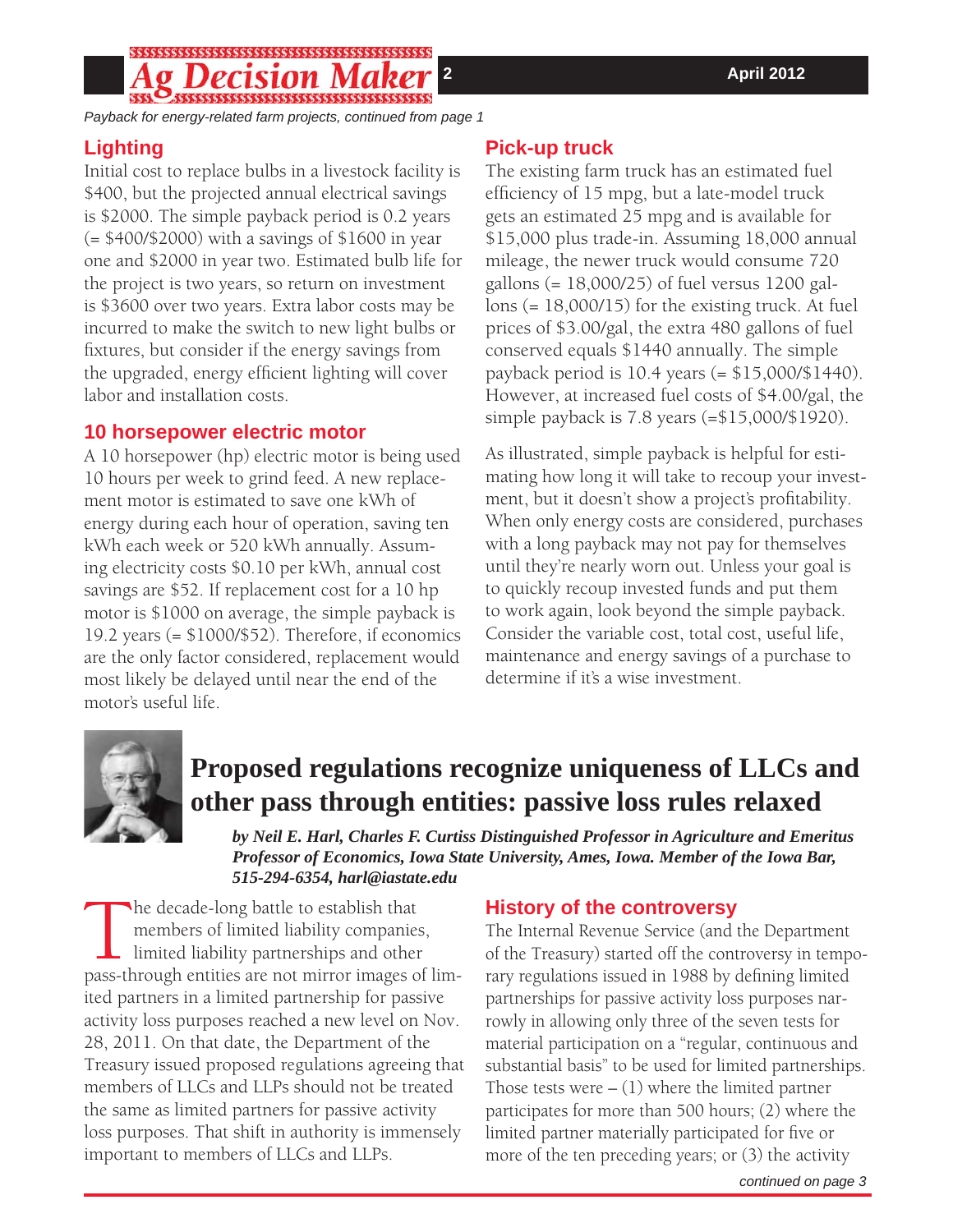*Payback for energy-related farm projects, continued from page 1*

## Lighting

Initial cost to replace bulbs in a livestock facility is $400, but the projected annual electrical savings is $2000. The simple payback period is 0.2 years (= $400/$2000) with a savings of $1600 in year one and $2000 in year two. Estimated bulb life for the project is two years, so return on investment is $3600 over two years. Extra labor costs may be incurred to make the switch to new light bulbs or fixtures, but consider if the energy savings from the upgraded, energy efficient lighting will cover labor and installation costs.

## 10 horsepower electric motor

A 10 horsepower (hp) electric motor is being used 10 hours per week to grind feed. A new replacement motor is estimated to save one kWh of energy during each hour of operation, saving ten kWh each week or 520 kWh annually. Assuming electricity costs $0.10 per kWh, annual cost savings are $52. If replacement cost for a 10 hp motor is $1000 on average, the simple payback is 19.2 years (= $1000/$52). Therefore, if economics are the only factor considered, replacement would most likely be delayed until near the end of the motor's useful life.

## Pick-up truck

The existing farm truck has an estimated fuel efficiency of 15 mpg, but a late-model truck gets an estimated 25 mpg and is available for $15,000 plus trade-in. Assuming 18,000 annual mileage, the newer truck would consume 720 gallons (= 18,000/25) of fuel versus 1200 gallons (= 18,000/15) for the existing truck. At fuel prices of $3.00/gal, the extra 480 gallons of fuel conserved equals $1440 annually. The simple payback period is 10.4 years (= $15,000/$1440). However, at increased fuel costs of $4.00/gal, the simple payback is 7.8 years (=$15,000/$1920).

As illustrated, simple payback is helpful for estimating how long it will take to recoup your investment, but it doesn't show a project's profitability. When only energy costs are considered, purchases with a long payback may not pay for themselves until they're nearly worn out. Unless your goal is to quickly recoup invested funds and put them to work again, look beyond the simple payback. Consider the variable cost, total cost, useful life, maintenance and energy savings of a purchase to determine if it's a wise investment.

# Proposed regulations recognize uniqueness of LLCs and other pass through entities: passive loss rules relaxed

***by Neil E. Harl, Charles F. Curtiss Distinguished Professor in Agriculture and Emeritus Professor of Economics, Iowa State University, Ames, Iowa. Member of the Iowa Bar, 515-294-6354, harl@iastate.edu***

The decade-long battle to establish that members of limited liability companies, limited liability partnerships and other pass-through entities are not mirror images of limited partners in a limited partnership for passive activity loss purposes reached a new level on Nov. 28, 2011. On that date, the Department of the Treasury issued proposed regulations agreeing that members of LLCs and LLPs should not be treated the same as limited partners for passive activity loss purposes. That shift in authority is immensely important to members of LLCs and LLPs.

## History of the controversy

The Internal Revenue Service (and the Department of the Treasury) started off the controversy in temporary regulations issued in 1988 by defining limited partnerships for passive activity loss purposes narrowly in allowing only three of the seven tests for material participation on a "regular, continuous and substantial basis" to be used for limited partnerships. Those tests were – (1) where the limited partner participates for more than 500 hours; (2) where the limited partner materially participated for five or more of the ten preceding years; or (3) the activity

*continued on page 3*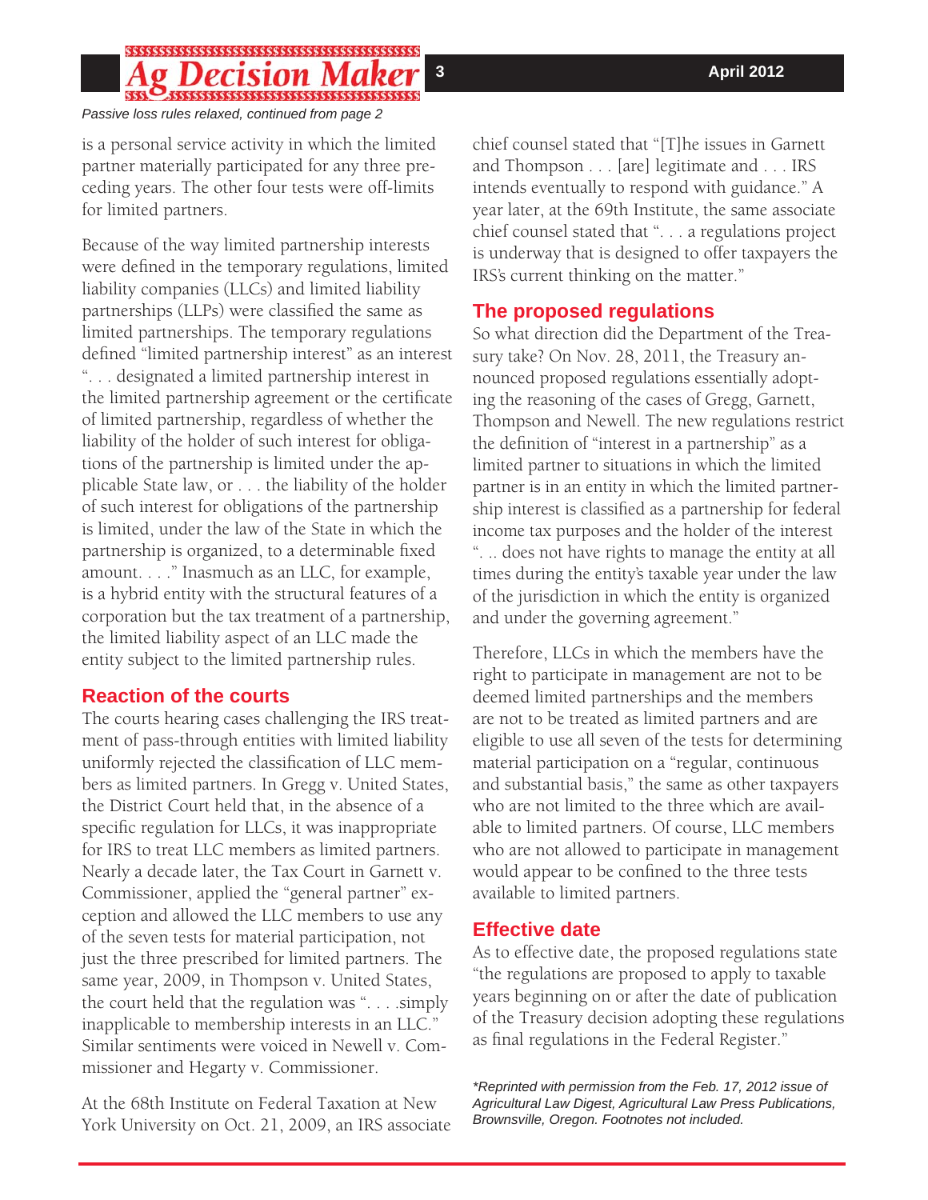*Passive loss rules relaxed, continued from page 2*

is a personal service activity in which the limited partner materially participated for any three preceding years. The other four tests were off-limits for limited partners.

Because of the way limited partnership interests were defined in the temporary regulations, limited liability companies (LLCs) and limited liability partnerships (LLPs) were classified the same as limited partnerships. The temporary regulations defined "limited partnership interest" as an interest ". . . designated a limited partnership interest in the limited partnership agreement or the certificate of limited partnership, regardless of whether the liability of the holder of such interest for obligations of the partnership is limited under the applicable State law, or . . . the liability of the holder of such interest for obligations of the partnership is limited, under the law of the State in which the partnership is organized, to a determinable fixed amount. . . ." Inasmuch as an LLC, for example, is a hybrid entity with the structural features of a corporation but the tax treatment of a partnership, the limited liability aspect of an LLC made the entity subject to the limited partnership rules.

## Reaction of the courts

The courts hearing cases challenging the IRS treatment of pass-through entities with limited liability uniformly rejected the classification of LLC members as limited partners. In Gregg v. United States, the District Court held that, in the absence of a specific regulation for LLCs, it was inappropriate for IRS to treat LLC members as limited partners. Nearly a decade later, the Tax Court in Garnett v. Commissioner, applied the "general partner" exception and allowed the LLC members to use any of the seven tests for material participation, not just the three prescribed for limited partners. The same year, 2009, in Thompson v. United States, the court held that the regulation was ". . . .simply inapplicable to membership interests in an LLC." Similar sentiments were voiced in Newell v. Commissioner and Hegarty v. Commissioner.

At the 68th Institute on Federal Taxation at New York University on Oct. 21, 2009, an IRS associate chief counsel stated that "[T]he issues in Garnett and Thompson . . . [are] legitimate and . . . IRS intends eventually to respond with guidance." A year later, at the 69th Institute, the same associate chief counsel stated that ". . . a regulations project is underway that is designed to offer taxpayers the IRS's current thinking on the matter."

## The proposed regulations

So what direction did the Department of the Treasury take? On Nov. 28, 2011, the Treasury announced proposed regulations essentially adopting the reasoning of the cases of Gregg, Garnett, Thompson and Newell. The new regulations restrict the definition of "interest in a partnership" as a limited partner to situations in which the limited partner is in an entity in which the limited partnership interest is classified as a partnership for federal income tax purposes and the holder of the interest ". .. does not have rights to manage the entity at all times during the entity's taxable year under the law of the jurisdiction in which the entity is organized and under the governing agreement."

Therefore, LLCs in which the members have the right to participate in management are not to be deemed limited partnerships and the members are not to be treated as limited partners and are eligible to use all seven of the tests for determining material participation on a "regular, continuous and substantial basis," the same as other taxpayers who are not limited to the three which are available to limited partners. Of course, LLC members who are not allowed to participate in management would appear to be confined to the three tests available to limited partners.

## Effective date

As to effective date, the proposed regulations state "the regulations are proposed to apply to taxable years beginning on or after the date of publication of the Treasury decision adopting these regulations as final regulations in the Federal Register."

*\*Reprinted with permission from the Feb. 17, 2012 issue of Agricultural Law Digest, Agricultural Law Press Publications, Brownsville, Oregon. Footnotes not included.*